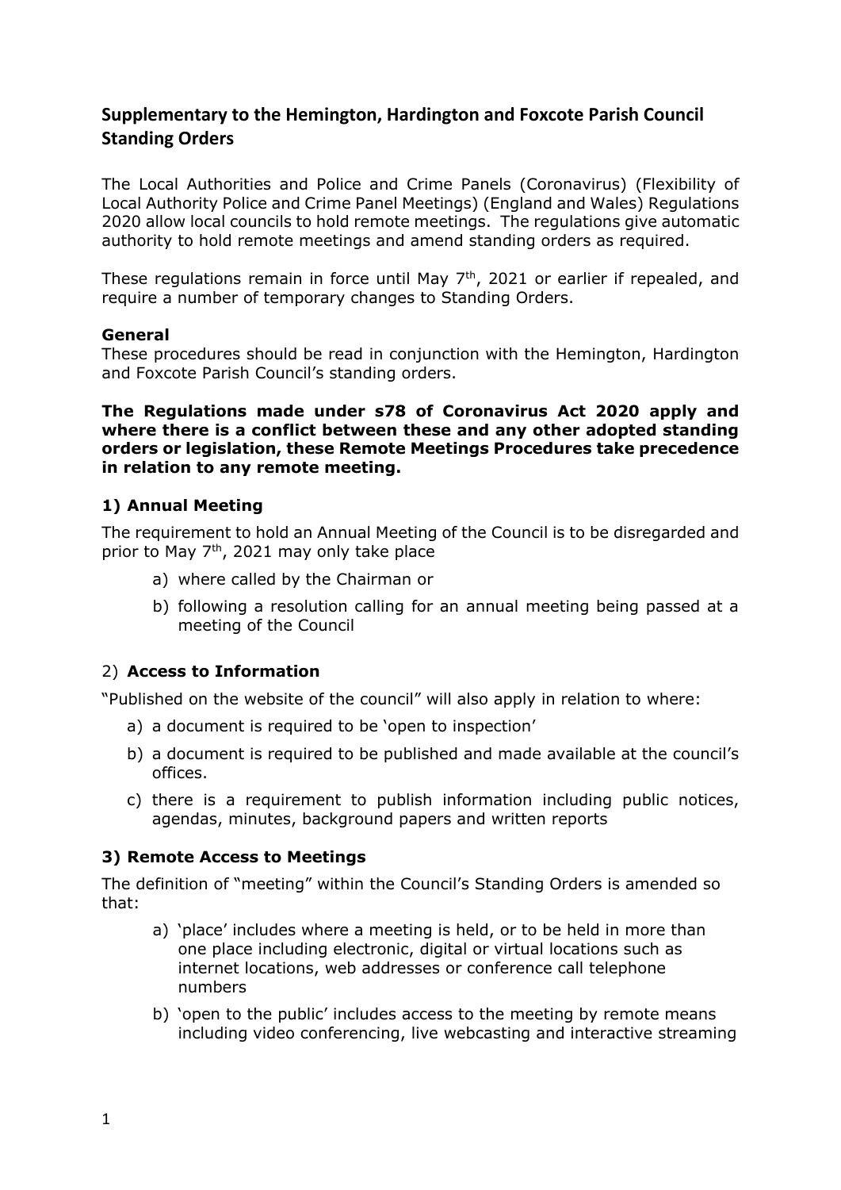## Supplementary to the Hemington, Hardington and Foxcote Parish Council Standing Orders

The Local Authorities and Police and Crime Panels (Coronavirus) (Flexibility of Local Authority Police and Crime Panel Meetings) (England and Wales) Regulations 2020 allow local councils to hold remote meetings. The regulations give automatic authority to hold remote meetings and amend standing orders as required.

These regulations remain in force until May 7th, 2021 or earlier if repealed, and require a number of temporary changes to Standing Orders.

**General**
These procedures should be read in conjunction with the Hemington, Hardington and Foxcote Parish Council's standing orders.

**The Regulations made under s78 of Coronavirus Act 2020 apply and where there is a conflict between these and any other adopted standing orders or legislation, these Remote Meetings Procedures take precedence in relation to any remote meeting.**

### 1) Annual Meeting

The requirement to hold an Annual Meeting of the Council is to be disregarded and prior to May 7th, 2021 may only take place

a) where called by the Chairman or

b) following a resolution calling for an annual meeting being passed at a meeting of the Council

### 2) Access to Information

"Published on the website of the council" will also apply in relation to where:

a) a document is required to be 'open to inspection'

b) a document is required to be published and made available at the council's offices.

c) there is a requirement to publish information including public notices, agendas, minutes, background papers and written reports

### 3) Remote Access to Meetings

The definition of "meeting" within the Council's Standing Orders is amended so that:

a) 'place' includes where a meeting is held, or to be held in more than one place including electronic, digital or virtual locations such as internet locations, web addresses or conference call telephone numbers

b) 'open to the public' includes access to the meeting by remote means including video conferencing, live webcasting and interactive streaming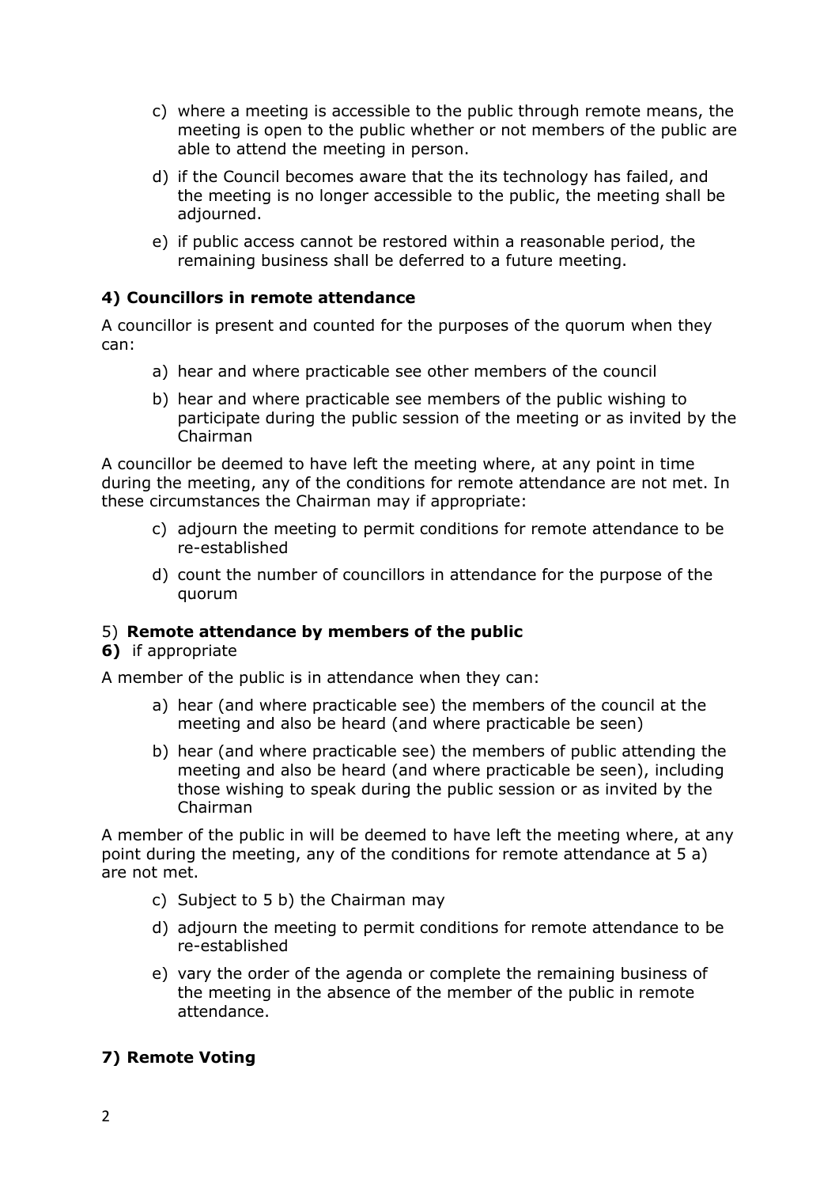c) where a meeting is accessible to the public through remote means, the meeting is open to the public whether or not members of the public are able to attend the meeting in person.

d) if the Council becomes aware that the its technology has failed, and the meeting is no longer accessible to the public, the meeting shall be adjourned.

e) if public access cannot be restored within a reasonable period, the remaining business shall be deferred to a future meeting.

**4) Councillors in remote attendance**

A councillor is present and counted for the purposes of the quorum when they can:

a) hear and where practicable see other members of the council

b) hear and where practicable see members of the public wishing to participate during the public session of the meeting or as invited by the Chairman

A councillor be deemed to have left the meeting where, at any point in time during the meeting, any of the conditions for remote attendance are not met. In these circumstances the Chairman may if appropriate:

c) adjourn the meeting to permit conditions for remote attendance to be re-established

d) count the number of councillors in attendance for the purpose of the quorum

5) **Remote attendance by members of the public**

**6)** if appropriate

A member of the public is in attendance when they can:

a) hear (and where practicable see) the members of the council at the meeting and also be heard (and where practicable be seen)

b) hear (and where practicable see) the members of public attending the meeting and also be heard (and where practicable be seen), including those wishing to speak during the public session or as invited by the Chairman

A member of the public in will be deemed to have left the meeting where, at any point during the meeting, any of the conditions for remote attendance at 5 a) are not met.

c) Subject to 5 b) the Chairman may

d) adjourn the meeting to permit conditions for remote attendance to be re-established

e) vary the order of the agenda or complete the remaining business of the meeting in the absence of the member of the public in remote attendance.

**7) Remote Voting**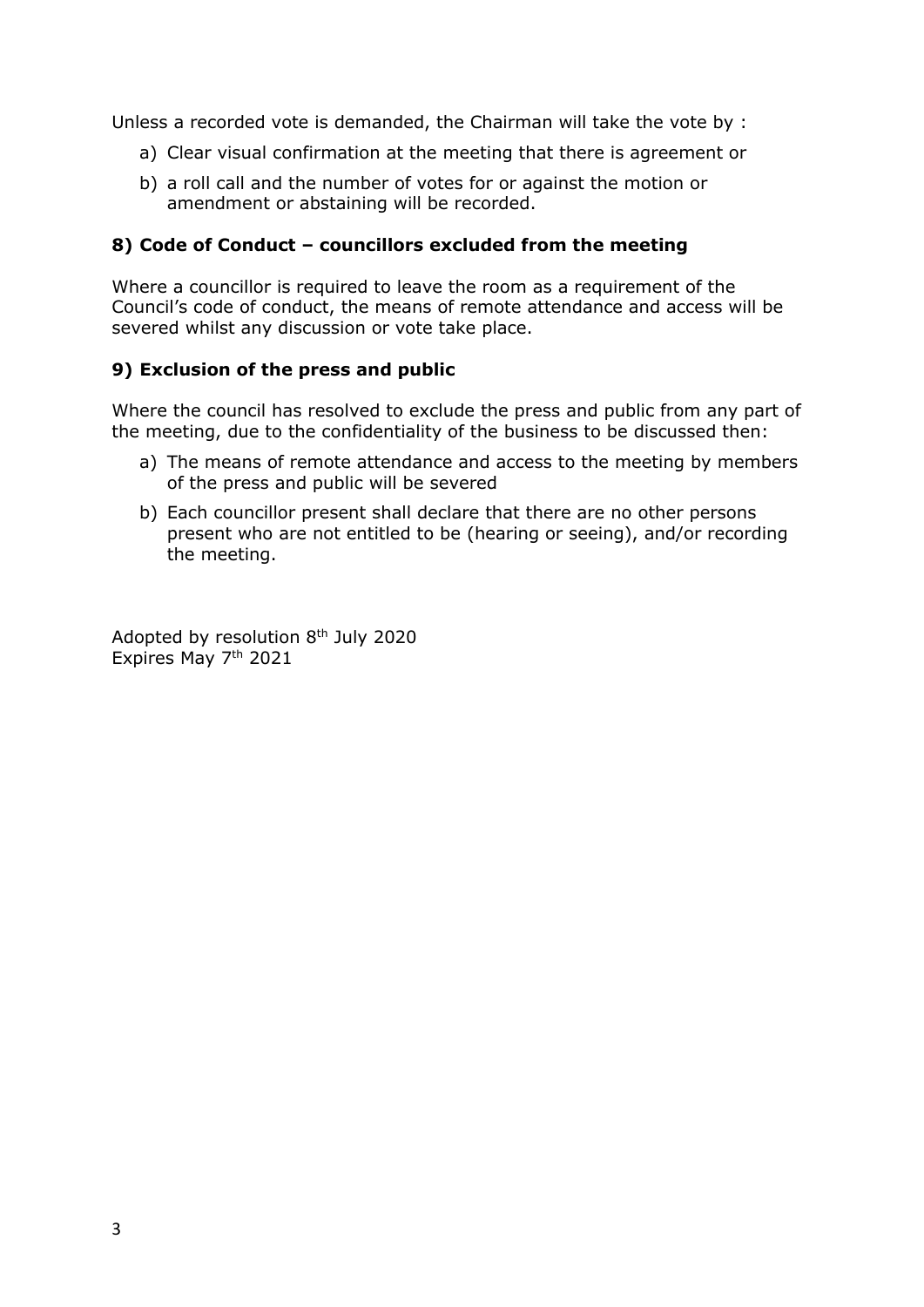Unless a recorded vote is demanded, the Chairman will take the vote by :

a) Clear visual confirmation at the meeting that there is agreement or
b) a roll call and the number of votes for or against the motion or amendment or abstaining will be recorded.

### 8) Code of Conduct – councillors excluded from the meeting

Where a councillor is required to leave the room as a requirement of the Council's code of conduct, the means of remote attendance and access will be severed whilst any discussion or vote take place.

### 9) Exclusion of the press and public

Where the council has resolved to exclude the press and public from any part of the meeting, due to the confidentiality of the business to be discussed then:

a) The means of remote attendance and access to the meeting by members of the press and public will be severed
b) Each councillor present shall declare that there are no other persons present who are not entitled to be (hearing or seeing), and/or recording the meeting.

Adopted by resolution 8th July 2020
Expires May 7th 2021